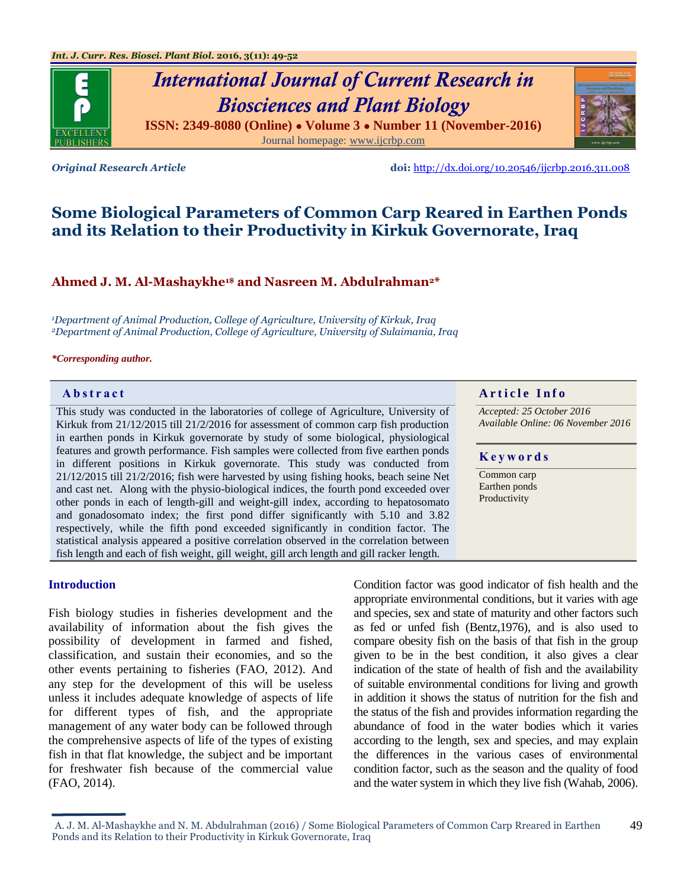*Original Research Article*

**doi:** http://dx.doi.org/10.20546/ijcrbp.2016.311.008

# Some Biological Parameters of Common Carp Reared in Earthen Ponds and its Relation to their Productivity in Kirkuk Governorate, Iraq

**Ahmed J. M. Al-Mashaykhe[1$] and Nasreen M. Abdulrahman[2*]**

[1]*Department of Animal Production, College of Agriculture, University of Kirkuk, Iraq*
[2]*Department of Animal Production, College of Agriculture, University of Sulaimania, Iraq*

***Corresponding author.**

## Abstract

This study was conducted in the laboratories of college of Agriculture, University of Kirkuk from 21/12/2015 till 21/2/2016 for assessment of common carp fish production in earthen ponds in Kirkuk governorate by study of some biological, physiological features and growth performance. Fish samples were collected from five earthen ponds in different positions in Kirkuk governorate. This study was conducted from 21/12/2015 till 21/2/2016; fish were harvested by using fishing hooks, beach seine Net and cast net. Along with the physio-biological indices, the fourth pond exceeded over other ponds in each of length-gill and weight-gill index, according to hepatosomato and gonadosomato index; the first pond differ significantly with 5.10 and 3.82 respectively, while the fifth pond exceeded significantly in condition factor. The statistical analysis appeared a positive correlation observed in the correlation between fish length and each of fish weight, gill weight, gill arch length and gill racker length.

## Article Info

*Accepted: 25 October 2016*
*Available Online: 06 November 2016*

## Keywords

Common carp
Earthen ponds
Productivity

## Introduction

Fish biology studies in fisheries development and the availability of information about the fish gives the possibility of development in farmed and fished, classification, and sustain their economies, and so the other events pertaining to fisheries (FAO, 2012). And any step for the development of this will be useless unless it includes adequate knowledge of aspects of life for different types of fish, and the appropriate management of any water body can be followed through the comprehensive aspects of life of the types of existing fish in that flat knowledge, the subject and be important for freshwater fish because of the commercial value (FAO, 2014).

Condition factor was good indicator of fish health and the appropriate environmental conditions, but it varies with age and species, sex and state of maturity and other factors such as fed or unfed fish (Bentz,1976), and is also used to compare obesity fish on the basis of that fish in the group given to be in the best condition, it also gives a clear indication of the state of health of fish and the availability of suitable environmental conditions for living and growth in addition it shows the status of nutrition for the fish and the status of the fish and provides information regarding the abundance of food in the water bodies which it varies according to the length, sex and species, and may explain the differences in the various cases of environmental condition factor, such as the season and the quality of food and the water system in which they live fish (Wahab, 2006).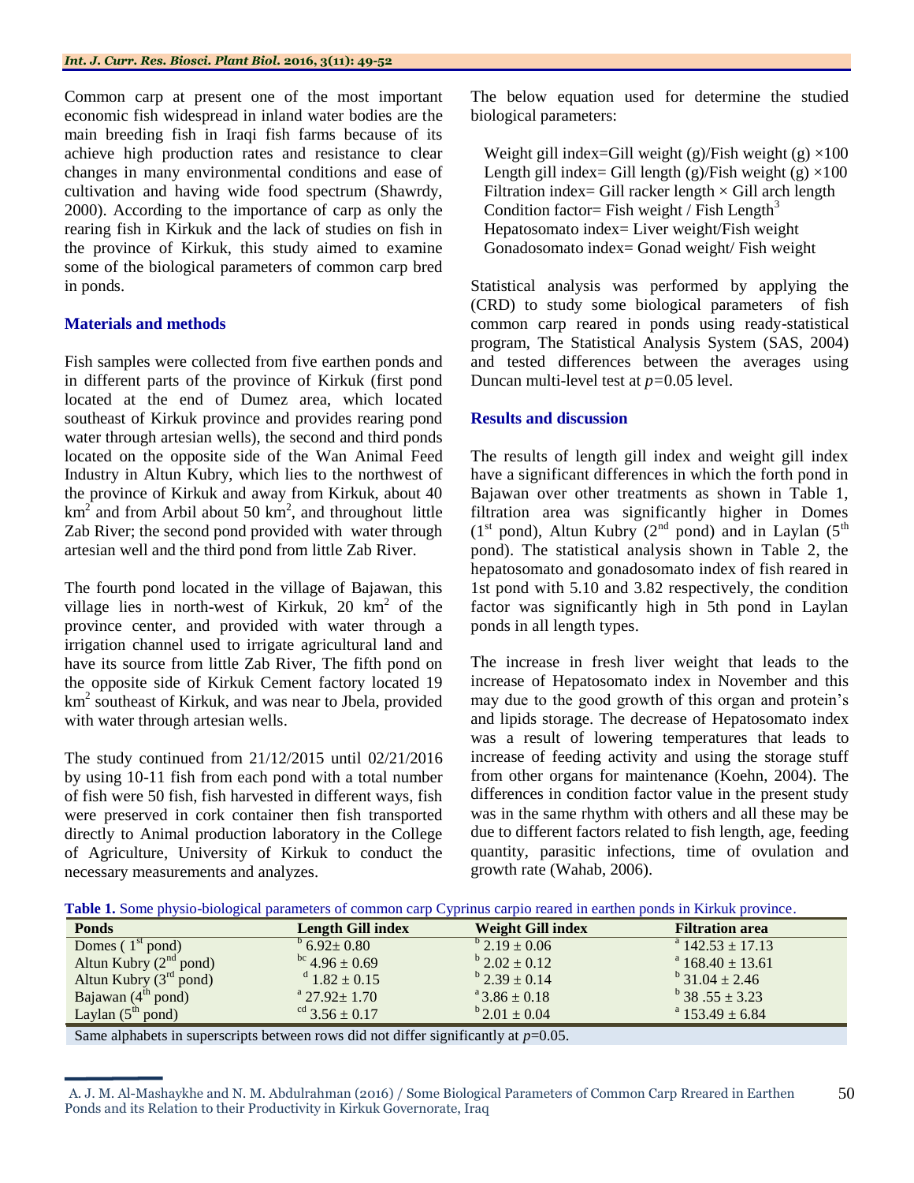Common carp at present one of the most important economic fish widespread in inland water bodies are the main breeding fish in Iraqi fish farms because of its achieve high production rates and resistance to clear changes in many environmental conditions and ease of cultivation and having wide food spectrum (Shawrdy, 2000). According to the importance of carp as only the rearing fish in Kirkuk and the lack of studies on fish in the province of Kirkuk, this study aimed to examine some of the biological parameters of common carp bred in ponds.

## Materials and methods

Fish samples were collected from five earthen ponds and in different parts of the province of Kirkuk (first pond located at the end of Dumez area, which located southeast of Kirkuk province and provides rearing pond water through artesian wells), the second and third ponds located on the opposite side of the Wan Animal Feed Industry in Altun Kubry, which lies to the northwest of the province of Kirkuk and away from Kirkuk, about 40 $km^2$ and from Arbil about 50 $km^2$, and throughout little Zab River; the second pond provided with water through artesian well and the third pond from little Zab River.

The fourth pond located in the village of Bajawan, this village lies in north-west of Kirkuk, 20 $km^2$ of the province center, and provided with water through a irrigation channel used to irrigate agricultural land and have its source from little Zab River, The fifth pond on the opposite side of Kirkuk Cement factory located 19 $km^2$ southeast of Kirkuk, and was near to Jbela, provided with water through artesian wells.

The study continued from 21/12/2015 until 02/21/2016 by using 10-11 fish from each pond with a total number of fish were 50 fish, fish harvested in different ways, fish were preserved in cork container then fish transported directly to Animal production laboratory in the College of Agriculture, University of Kirkuk to conduct the necessary measurements and analyzes.

The below equation used for determine the studied biological parameters:

Weight gill index=Gill weight (g)/Fish weight (g) ×100
Length gill index= Gill length (g)/Fish weight (g) ×100
Filtration index= Gill racker length × Gill arch length
Condition factor= Fish weight / Fish Length$^3$
Hepatosomato index= Liver weight/Fish weight
Gonadosomato index= Gonad weight/ Fish weight

Statistical analysis was performed by applying the (CRD) to study some biological parameters of fish common carp reared in ponds using ready-statistical program, The Statistical Analysis System (SAS, 2004) and tested differences between the averages using Duncan multi-level test at $p$=0.05 level.

## Results and discussion

The results of length gill index and weight gill index have a significant differences in which the forth pond in Bajawan over other treatments as shown in Table 1, filtration area was significantly higher in Domes (1$^{st}$ pond), Altun Kubry (2$^{nd}$ pond) and in Laylan (5$^{th}$ pond). The statistical analysis shown in Table 2, the hepatosomato and gonadosomato index of fish reared in 1st pond with 5.10 and 3.82 respectively, the condition factor was significantly high in 5th pond in Laylan ponds in all length types.

The increase in fresh liver weight that leads to the increase of Hepatosomato index in November and this may due to the good growth of this organ and protein's and lipids storage. The decrease of Hepatosomato index was a result of lowering temperatures that leads to increase of feeding activity and using the storage stuff from other organs for maintenance (Koehn, 2004). The differences in condition factor value in the present study was in the same rhythm with others and all these may be due to different factors related to fish length, age, feeding quantity, parasitic infections, time of ovulation and growth rate (Wahab, 2006).

**Table 1.** Some physio-biological parameters of common carp Cyprinus carpio reared in earthen ponds in Kirkuk province.

| Ponds | Length Gill index | Weight Gill index | Filtration area |
|---|---|---|---|
| Domes (1$^{st}$ pond) | $^{b}$ 6.92± 0.80 | $^{b}$ 2.19 ± 0.06 | $^{a}$ 142.53 ± 17.13 |
| Altun Kubry (2$^{nd}$ pond) | $^{bc}$ 4.96 ± 0.69 | $^{b}$ 2.02 ± 0.12 | $^{a}$ 168.40 ± 13.61 |
| Altun Kubry (3$^{rd}$ pond) | $^{d}$ 1.82 ± 0.15 | $^{b}$ 2.39 ± 0.14 | $^{b}$ 31.04 ± 2.46 |
| Bajawan (4$^{th}$ pond) | $^{a}$ 27.92± 1.70 | $^{a}$ 3.86 ± 0.18 | $^{b}$ 38 .55 ± 3.23 |
| Laylan (5$^{th}$ pond) | $^{cd}$ 3.56 ± 0.17 | $^{b}$ 2.01 ± 0.04 | $^{a}$ 153.49 ± 6.84 |

Same alphabets in superscripts between rows did not differ significantly at $p$=0.05.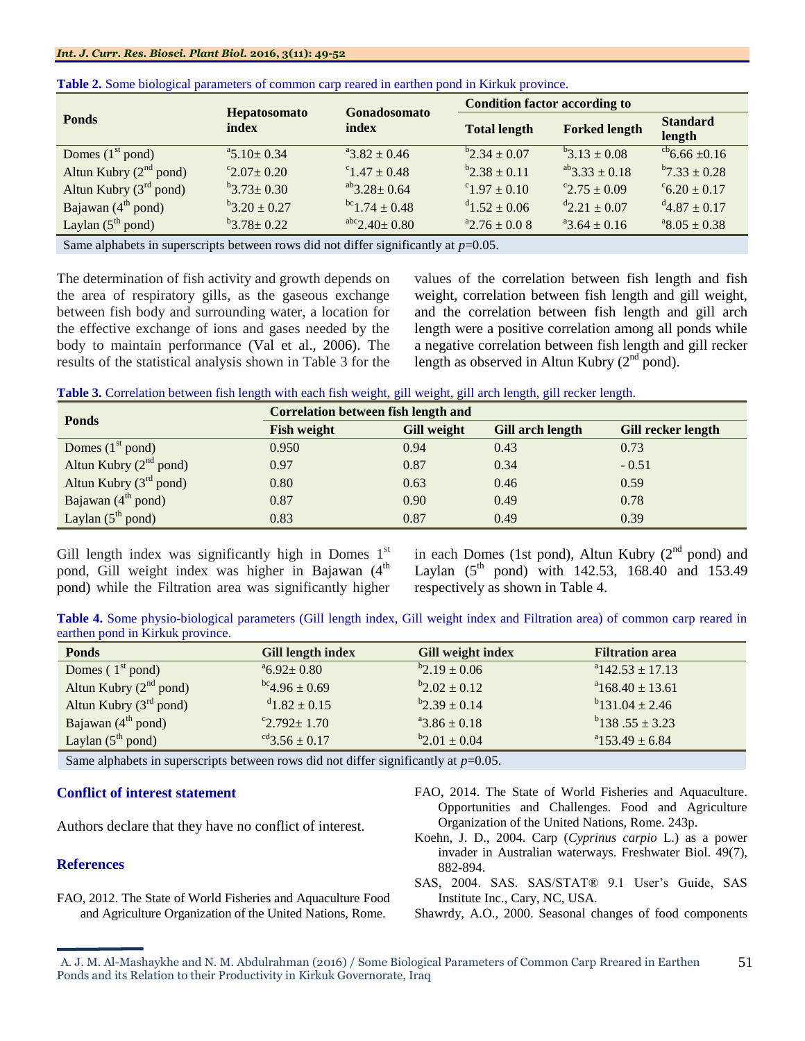**Table 2.** Some biological parameters of common carp reared in earthen pond in Kirkuk province.

| Ponds | Hepatosomato index | Gonadosomato index | Condition factor according to | | |
|---|---|---|---|---|---|
| | | | Total length | Forked length | Standard length |
| Domes (1st pond) | $^{a}$5.10± 0.34 | $^{a}$3.82 ± 0.46 | $^{b}$2.34 ± 0.07 | $^{b}$3.13 ± 0.08 | $^{cb}$6.66 ±0.16 |
| Altun Kubry (2nd pond) | $^{c}$2.07± 0.20 | $^{c}$1.47 ± 0.48 | $^{b}$2.38 ± 0.11 | $^{ab}$3.33 ± 0.18 | $^{b}$7.33 ± 0.28 |
| Altun Kubry (3rd pond) | $^{b}$3.73± 0.30 | $^{ab}$3.28± 0.64 | $^{c}$1.97 ± 0.10 | $^{c}$2.75 ± 0.09 | $^{c}$6.20 ± 0.17 |
| Bajawan (4th pond) | $^{b}$3.20 ± 0.27 | $^{bc}$1.74 ± 0.48 | $^{d}$1.52 ± 0.06 | $^{d}$2.21 ± 0.07 | $^{d}$4.87 ± 0.17 |
| Laylan (5th pond) | $^{b}$3.78± 0.22 | $^{abc}$2.40± 0.80 | $^{a}$2.76 ± 0.0 8 | $^{a}$3.64 ± 0.16 | $^{a}$8.05 ± 0.38 |

Same alphabets in superscripts between rows did not differ significantly at $p$=0.05.

The determination of fish activity and growth depends on the area of respiratory gills, as the gaseous exchange between fish body and surrounding water, a location for the effective exchange of ions and gases needed by the body to maintain performance (Val et al., 2006). The results of the statistical analysis shown in Table 3 for the values of the correlation between fish length and fish weight, correlation between fish length and gill weight, and the correlation between fish length and gill arch length were a positive correlation among all ponds while a negative correlation between fish length and gill recker length as observed in Altun Kubry (2nd pond).

**Table 3.** Correlation between fish length with each fish weight, gill weight, gill arch length, gill recker length.

| Ponds | Correlation between fish length and | | | |
|---|---|---|---|---|
| | Fish weight | Gill weight | Gill arch length | Gill recker length |
| Domes (1st pond) | 0.950 | 0.94 | 0.43 | 0.73 |
| Altun Kubry (2nd pond) | 0.97 | 0.87 | 0.34 | - 0.51 |
| Altun Kubry (3rd pond) | 0.80 | 0.63 | 0.46 | 0.59 |
| Bajawan (4th pond) | 0.87 | 0.90 | 0.49 | 0.78 |
| Laylan (5th pond) | 0.83 | 0.87 | 0.49 | 0.39 |

Gill length index was significantly high in Domes 1st pond, Gill weight index was higher in Bajawan (4th pond) while the Filtration area was significantly higher in each Domes (1st pond), Altun Kubry (2nd pond) and Laylan (5th pond) with 142.53, 168.40 and 153.49 respectively as shown in Table 4.

**Table 4.** Some physio-biological parameters (Gill length index, Gill weight index and Filtration area) of common carp reared in earthen pond in Kirkuk province.

| Ponds | Gill length index | Gill weight index | Filtration area |
|---|---|---|---|
| Domes ( 1st pond) | $^{a}$6.92± 0.80 | $^{b}$2.19 ± 0.06 | $^{a}$142.53 ± 17.13 |
| Altun Kubry (2nd pond) | $^{bc}$4.96 ± 0.69 | $^{b}$2.02 ± 0.12 | $^{a}$168.40 ± 13.61 |
| Altun Kubry (3rd pond) | $^{d}$1.82 ± 0.15 | $^{b}$2.39 ± 0.14 | $^{b}$131.04 ± 2.46 |
| Bajawan (4th pond) | $^{c}$2.792± 1.70 | $^{a}$3.86 ± 0.18 | $^{b}$138 .55 ± 3.23 |
| Laylan (5th pond) | $^{cd}$3.56 ± 0.17 | $^{b}$2.01 ± 0.04 | $^{a}$153.49 ± 6.84 |

Same alphabets in superscripts between rows did not differ significantly at $p$=0.05.

## Conflict of interest statement

Authors declare that they have no conflict of interest.

## References

FAO, 2012. The State of World Fisheries and Aquaculture Food and Agriculture Organization of the United Nations, Rome.

FAO, 2014. The State of World Fisheries and Aquaculture. Opportunities and Challenges. Food and Agriculture Organization of the United Nations, Rome. 243p.

Koehn, J. D., 2004. Carp (*Cyprinus carpio* L.) as a power invader in Australian waterways. Freshwater Biol. 49(7), 882-894.

SAS, 2004. SAS. SAS/STAT® 9.1 User's Guide, SAS Institute Inc., Cary, NC, USA.

Shawrdy, A.O., 2000. Seasonal changes of food components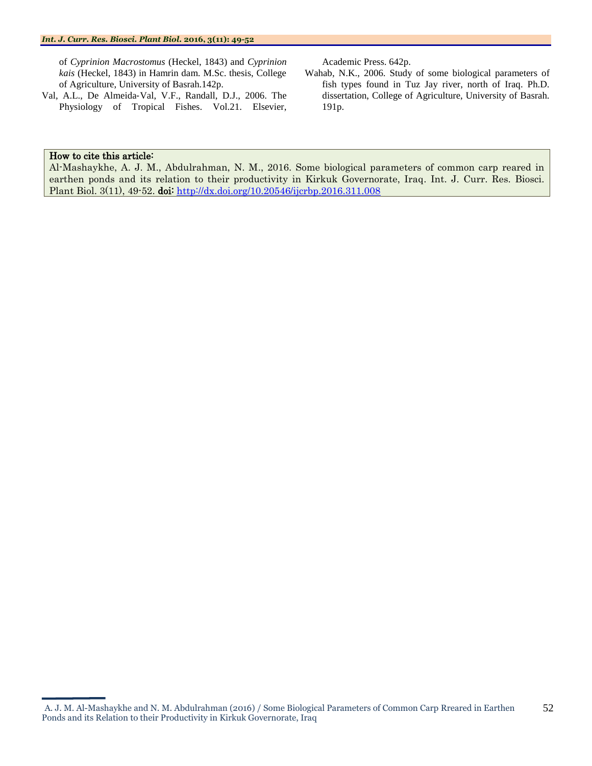of *Cyprinion Macrostomus* (Heckel, 1843) and *Cyprinion kais* (Heckel, 1843) in Hamrin dam. M.Sc. thesis, College of Agriculture, University of Basrah.142p.

Val, A.L., De Almeida-Val, V.F., Randall, D.J., 2006. The Physiology of Tropical Fishes. Vol.21. Elsevier, Academic Press. 642p.

Wahab, N.K., 2006. Study of some biological parameters of fish types found in Tuz Jay river, north of Iraq. Ph.D. dissertation, College of Agriculture, University of Basrah. 191p.

**How to cite this article:**

Al-Mashaykhe, A. J. M., Abdulrahman, N. M., 2016. Some biological parameters of common carp reared in earthen ponds and its relation to their productivity in Kirkuk Governorate, Iraq. Int. J. Curr. Res. Biosci. Plant Biol. 3(11), 49-52. **doi:** http://dx.doi.org/10.20546/ijcrbp.2016.311.008